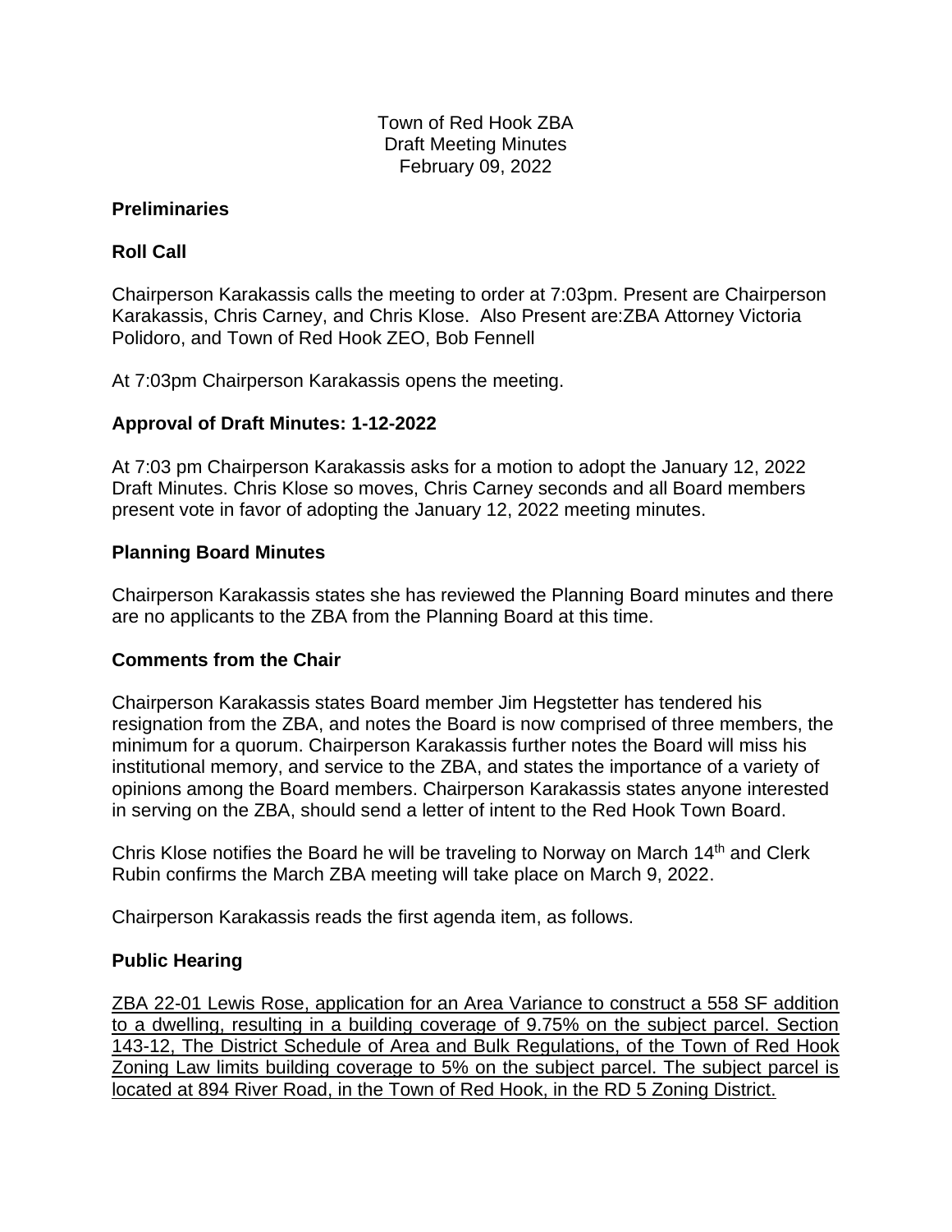Town of Red Hook ZBA
Draft Meeting Minutes
February 09, 2022

**Preliminaries**

**Roll Call**

Chairperson Karakassis calls the meeting to order at 7:03pm. Present are Chairperson Karakassis, Chris Carney, and Chris Klose. Also Present are:ZBA Attorney Victoria Polidoro, and Town of Red Hook ZEO, Bob Fennell

At 7:03pm Chairperson Karakassis opens the meeting.

**Approval of Draft Minutes: 1-12-2022**

At 7:03 pm Chairperson Karakassis asks for a motion to adopt the January 12, 2022 Draft Minutes. Chris Klose so moves, Chris Carney seconds and all Board members present vote in favor of adopting the January 12, 2022 meeting minutes.

**Planning Board Minutes**

Chairperson Karakassis states she has reviewed the Planning Board minutes and there are no applicants to the ZBA from the Planning Board at this time.

**Comments from the Chair**

Chairperson Karakassis states Board member Jim Hegstetter has tendered his resignation from the ZBA, and notes the Board is now comprised of three members, the minimum for a quorum. Chairperson Karakassis further notes the Board will miss his institutional memory, and service to the ZBA, and states the importance of a variety of opinions among the Board members. Chairperson Karakassis states anyone interested in serving on the ZBA, should send a letter of intent to the Red Hook Town Board.

Chris Klose notifies the Board he will be traveling to Norway on March 14th and Clerk Rubin confirms the March ZBA meeting will take place on March 9, 2022.

Chairperson Karakassis reads the first agenda item, as follows.

**Public Hearing**

<u>ZBA 22-01 Lewis Rose, application for an Area Variance to construct a 558 SF addition to a dwelling, resulting in a building coverage of 9.75% on the subject parcel. Section 143-12, The District Schedule of Area and Bulk Regulations, of the Town of Red Hook Zoning Law limits building coverage to 5% on the subject parcel. The subject parcel is located at 894 River Road, in the Town of Red Hook, in the RD 5 Zoning District.</u>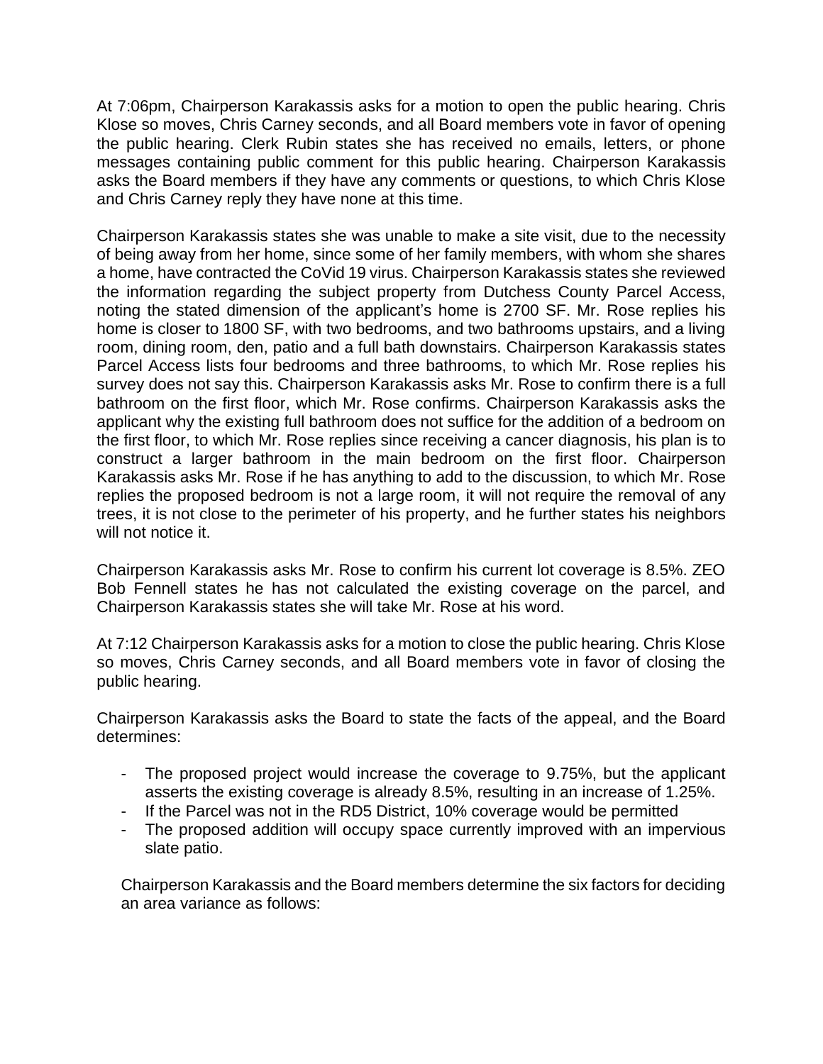At 7:06pm, Chairperson Karakassis asks for a motion to open the public hearing. Chris Klose so moves, Chris Carney seconds, and all Board members vote in favor of opening the public hearing. Clerk Rubin states she has received no emails, letters, or phone messages containing public comment for this public hearing. Chairperson Karakassis asks the Board members if they have any comments or questions, to which Chris Klose and Chris Carney reply they have none at this time.

Chairperson Karakassis states she was unable to make a site visit, due to the necessity of being away from her home, since some of her family members, with whom she shares a home, have contracted the CoVid 19 virus. Chairperson Karakassis states she reviewed the information regarding the subject property from Dutchess County Parcel Access, noting the stated dimension of the applicant's home is 2700 SF. Mr. Rose replies his home is closer to 1800 SF, with two bedrooms, and two bathrooms upstairs, and a living room, dining room, den, patio and a full bath downstairs. Chairperson Karakassis states Parcel Access lists four bedrooms and three bathrooms, to which Mr. Rose replies his survey does not say this. Chairperson Karakassis asks Mr. Rose to confirm there is a full bathroom on the first floor, which Mr. Rose confirms. Chairperson Karakassis asks the applicant why the existing full bathroom does not suffice for the addition of a bedroom on the first floor, to which Mr. Rose replies since receiving a cancer diagnosis, his plan is to construct a larger bathroom in the main bedroom on the first floor. Chairperson Karakassis asks Mr. Rose if he has anything to add to the discussion, to which Mr. Rose replies the proposed bedroom is not a large room, it will not require the removal of any trees, it is not close to the perimeter of his property, and he further states his neighbors will not notice it.

Chairperson Karakassis asks Mr. Rose to confirm his current lot coverage is 8.5%. ZEO Bob Fennell states he has not calculated the existing coverage on the parcel, and Chairperson Karakassis states she will take Mr. Rose at his word.

At 7:12 Chairperson Karakassis asks for a motion to close the public hearing. Chris Klose so moves, Chris Carney seconds, and all Board members vote in favor of closing the public hearing.

Chairperson Karakassis asks the Board to state the facts of the appeal, and the Board determines:

- The proposed project would increase the coverage to 9.75%, but the applicant asserts the existing coverage is already 8.5%, resulting in an increase of 1.25%.
- If the Parcel was not in the RD5 District, 10% coverage would be permitted
- The proposed addition will occupy space currently improved with an impervious slate patio.

Chairperson Karakassis and the Board members determine the six factors for deciding an area variance as follows: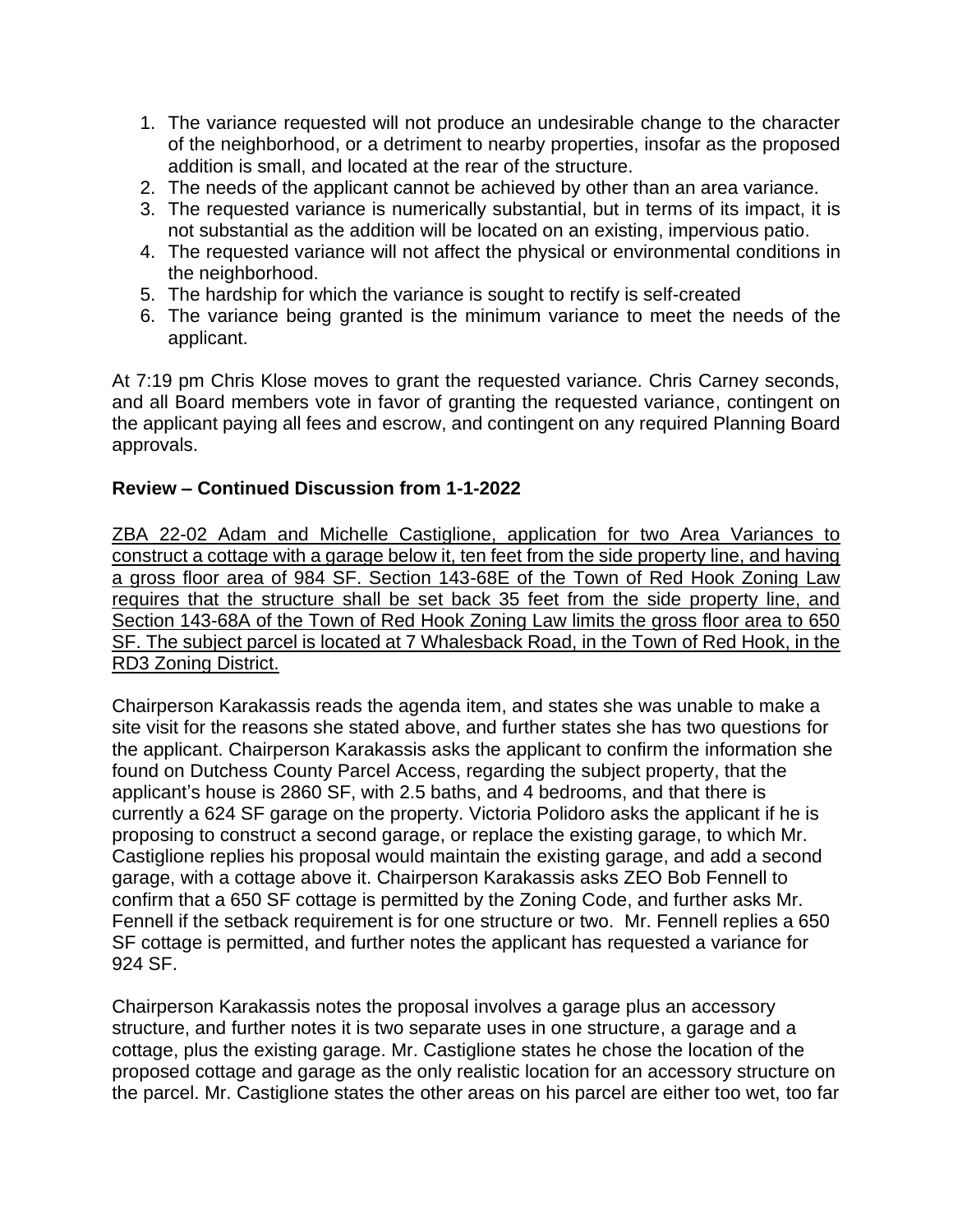1. The variance requested will not produce an undesirable change to the character of the neighborhood, or a detriment to nearby properties, insofar as the proposed addition is small, and located at the rear of the structure.
2. The needs of the applicant cannot be achieved by other than an area variance.
3. The requested variance is numerically substantial, but in terms of its impact, it is not substantial as the addition will be located on an existing, impervious patio.
4. The requested variance will not affect the physical or environmental conditions in the neighborhood.
5. The hardship for which the variance is sought to rectify is self-created
6. The variance being granted is the minimum variance to meet the needs of the applicant.

At 7:19 pm Chris Klose moves to grant the requested variance. Chris Carney seconds, and all Board members vote in favor of granting the requested variance, contingent on the applicant paying all fees and escrow, and contingent on any required Planning Board approvals.

**Review – Continued Discussion from 1-1-2022**

ZBA 22-02 Adam and Michelle Castiglione, application for two Area Variances to construct a cottage with a garage below it, ten feet from the side property line, and having a gross floor area of 984 SF. Section 143-68E of the Town of Red Hook Zoning Law requires that the structure shall be set back 35 feet from the side property line, and Section 143-68A of the Town of Red Hook Zoning Law limits the gross floor area to 650 SF. The subject parcel is located at 7 Whalesback Road, in the Town of Red Hook, in the RD3 Zoning District.

Chairperson Karakassis reads the agenda item, and states she was unable to make a site visit for the reasons she stated above, and further states she has two questions for the applicant. Chairperson Karakassis asks the applicant to confirm the information she found on Dutchess County Parcel Access, regarding the subject property, that the applicant's house is 2860 SF, with 2.5 baths, and 4 bedrooms, and that there is currently a 624 SF garage on the property. Victoria Polidoro asks the applicant if he is proposing to construct a second garage, or replace the existing garage, to which Mr. Castiglione replies his proposal would maintain the existing garage, and add a second garage, with a cottage above it. Chairperson Karakassis asks ZEO Bob Fennell to confirm that a 650 SF cottage is permitted by the Zoning Code, and further asks Mr. Fennell if the setback requirement is for one structure or two. Mr. Fennell replies a 650 SF cottage is permitted, and further notes the applicant has requested a variance for 924 SF.

Chairperson Karakassis notes the proposal involves a garage plus an accessory structure, and further notes it is two separate uses in one structure, a garage and a cottage, plus the existing garage. Mr. Castiglione states he chose the location of the proposed cottage and garage as the only realistic location for an accessory structure on the parcel. Mr. Castiglione states the other areas on his parcel are either too wet, too far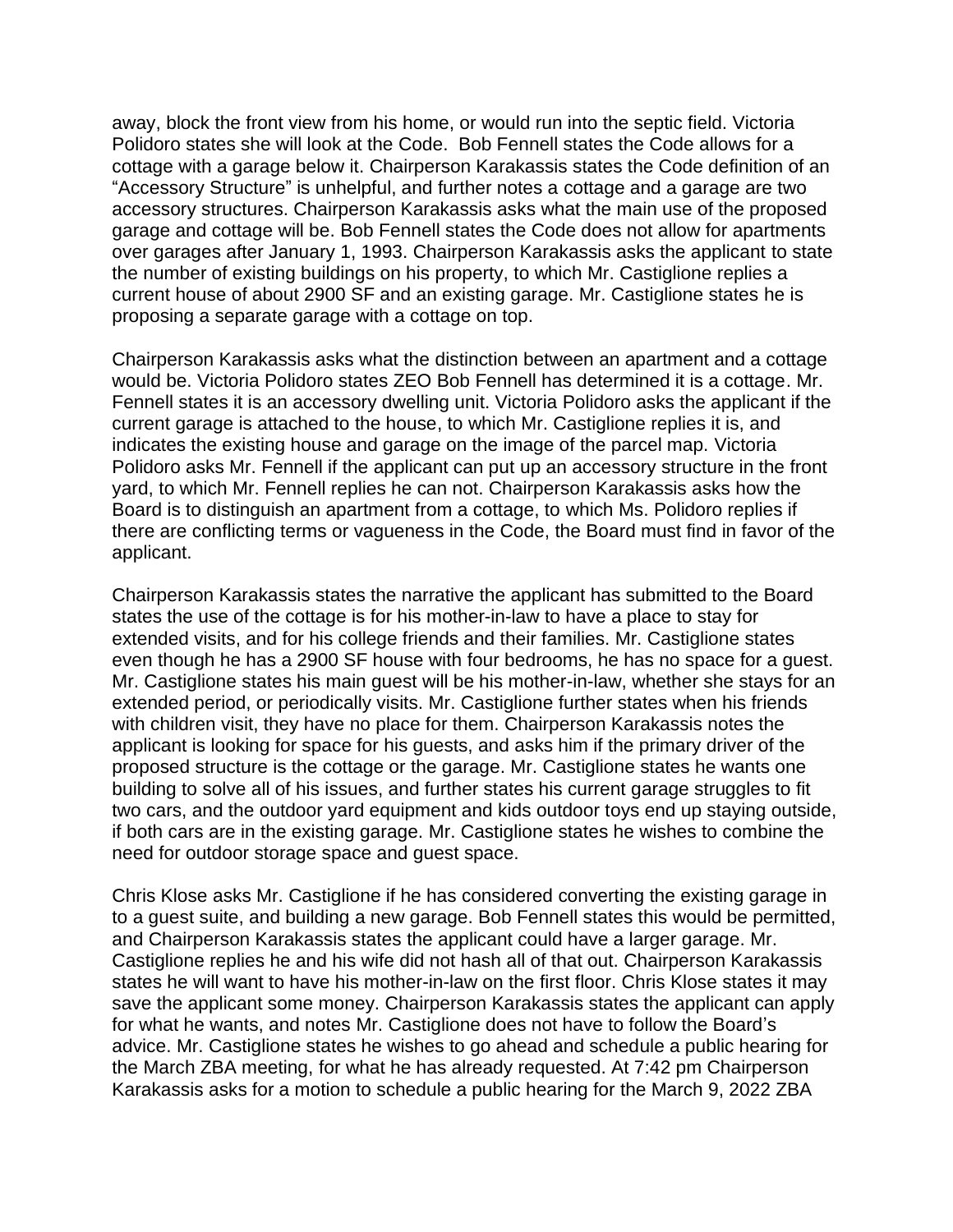away, block the front view from his home, or would run into the septic field. Victoria Polidoro states she will look at the Code. Bob Fennell states the Code allows for a cottage with a garage below it. Chairperson Karakassis states the Code definition of an "Accessory Structure" is unhelpful, and further notes a cottage and a garage are two accessory structures. Chairperson Karakassis asks what the main use of the proposed garage and cottage will be. Bob Fennell states the Code does not allow for apartments over garages after January 1, 1993. Chairperson Karakassis asks the applicant to state the number of existing buildings on his property, to which Mr. Castiglione replies a current house of about 2900 SF and an existing garage. Mr. Castiglione states he is proposing a separate garage with a cottage on top.

Chairperson Karakassis asks what the distinction between an apartment and a cottage would be. Victoria Polidoro states ZEO Bob Fennell has determined it is a cottage. Mr. Fennell states it is an accessory dwelling unit. Victoria Polidoro asks the applicant if the current garage is attached to the house, to which Mr. Castiglione replies it is, and indicates the existing house and garage on the image of the parcel map. Victoria Polidoro asks Mr. Fennell if the applicant can put up an accessory structure in the front yard, to which Mr. Fennell replies he can not. Chairperson Karakassis asks how the Board is to distinguish an apartment from a cottage, to which Ms. Polidoro replies if there are conflicting terms or vagueness in the Code, the Board must find in favor of the applicant.

Chairperson Karakassis states the narrative the applicant has submitted to the Board states the use of the cottage is for his mother-in-law to have a place to stay for extended visits, and for his college friends and their families. Mr. Castiglione states even though he has a 2900 SF house with four bedrooms, he has no space for a guest. Mr. Castiglione states his main guest will be his mother-in-law, whether she stays for an extended period, or periodically visits. Mr. Castiglione further states when his friends with children visit, they have no place for them. Chairperson Karakassis notes the applicant is looking for space for his guests, and asks him if the primary driver of the proposed structure is the cottage or the garage. Mr. Castiglione states he wants one building to solve all of his issues, and further states his current garage struggles to fit two cars, and the outdoor yard equipment and kids outdoor toys end up staying outside, if both cars are in the existing garage. Mr. Castiglione states he wishes to combine the need for outdoor storage space and guest space.

Chris Klose asks Mr. Castiglione if he has considered converting the existing garage in to a guest suite, and building a new garage. Bob Fennell states this would be permitted, and Chairperson Karakassis states the applicant could have a larger garage. Mr. Castiglione replies he and his wife did not hash all of that out. Chairperson Karakassis states he will want to have his mother-in-law on the first floor. Chris Klose states it may save the applicant some money. Chairperson Karakassis states the applicant can apply for what he wants, and notes Mr. Castiglione does not have to follow the Board's advice. Mr. Castiglione states he wishes to go ahead and schedule a public hearing for the March ZBA meeting, for what he has already requested. At 7:42 pm Chairperson Karakassis asks for a motion to schedule a public hearing for the March 9, 2022 ZBA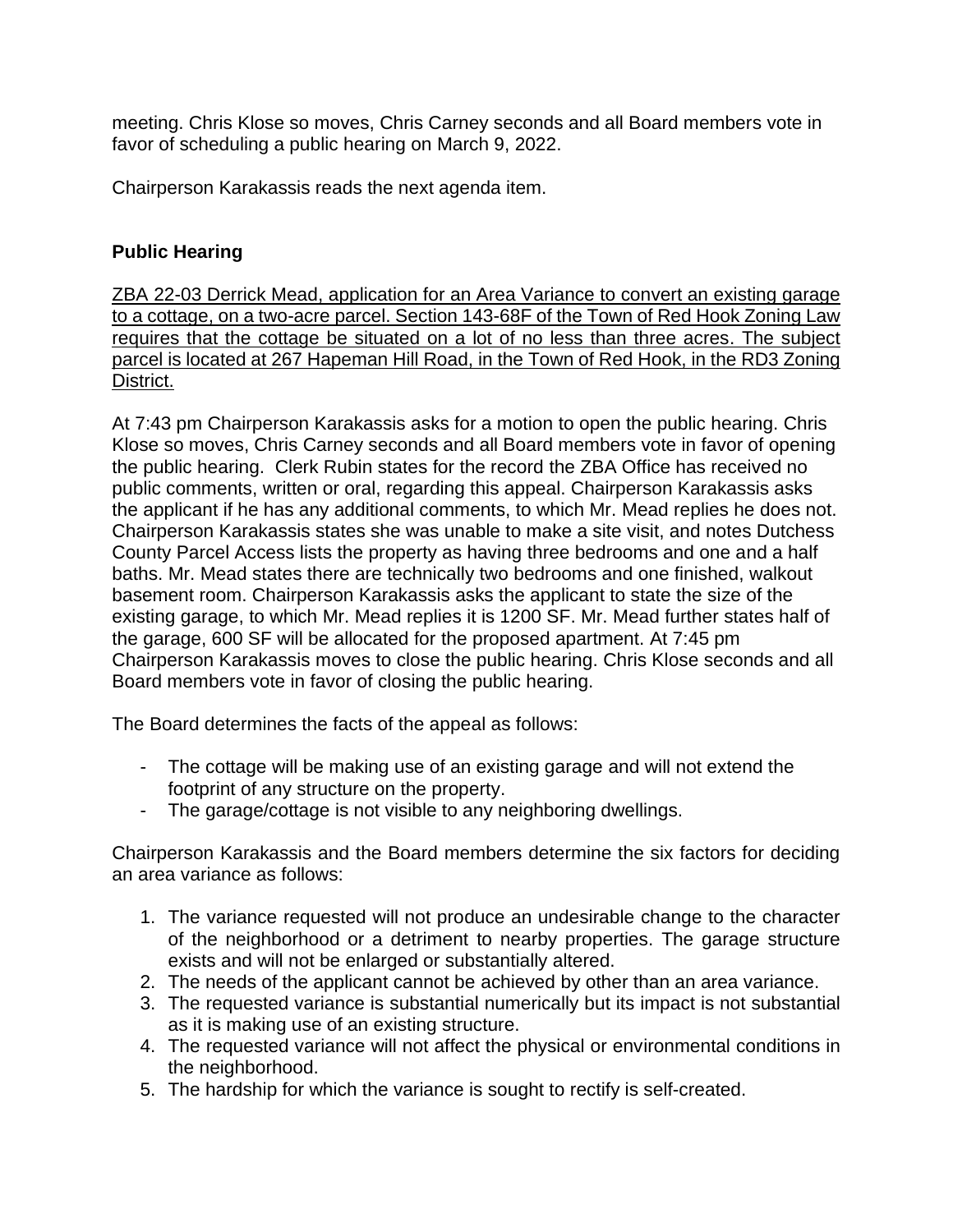meeting. Chris Klose so moves, Chris Carney seconds and all Board members vote in favor of scheduling a public hearing on March 9, 2022.

Chairperson Karakassis reads the next agenda item.

**Public Hearing**

<u>ZBA 22-03 Derrick Mead, application for an Area Variance to convert an existing garage to a cottage, on a two-acre parcel. Section 143-68F of the Town of Red Hook Zoning Law requires that the cottage be situated on a lot of no less than three acres. The subject parcel is located at 267 Hapeman Hill Road, in the Town of Red Hook, in the RD3 Zoning District.</u>

At 7:43 pm Chairperson Karakassis asks for a motion to open the public hearing. Chris Klose so moves, Chris Carney seconds and all Board members vote in favor of opening the public hearing. Clerk Rubin states for the record the ZBA Office has received no public comments, written or oral, regarding this appeal. Chairperson Karakassis asks the applicant if he has any additional comments, to which Mr. Mead replies he does not. Chairperson Karakassis states she was unable to make a site visit, and notes Dutchess County Parcel Access lists the property as having three bedrooms and one and a half baths. Mr. Mead states there are technically two bedrooms and one finished, walkout basement room. Chairperson Karakassis asks the applicant to state the size of the existing garage, to which Mr. Mead replies it is 1200 SF. Mr. Mead further states half of the garage, 600 SF will be allocated for the proposed apartment. At 7:45 pm Chairperson Karakassis moves to close the public hearing. Chris Klose seconds and all Board members vote in favor of closing the public hearing.

The Board determines the facts of the appeal as follows:

- The cottage will be making use of an existing garage and will not extend the footprint of any structure on the property.
- The garage/cottage is not visible to any neighboring dwellings.

Chairperson Karakassis and the Board members determine the six factors for deciding an area variance as follows:

1. The variance requested will not produce an undesirable change to the character of the neighborhood or a detriment to nearby properties. The garage structure exists and will not be enlarged or substantially altered.
2. The needs of the applicant cannot be achieved by other than an area variance.
3. The requested variance is substantial numerically but its impact is not substantial as it is making use of an existing structure.
4. The requested variance will not affect the physical or environmental conditions in the neighborhood.
5. The hardship for which the variance is sought to rectify is self-created.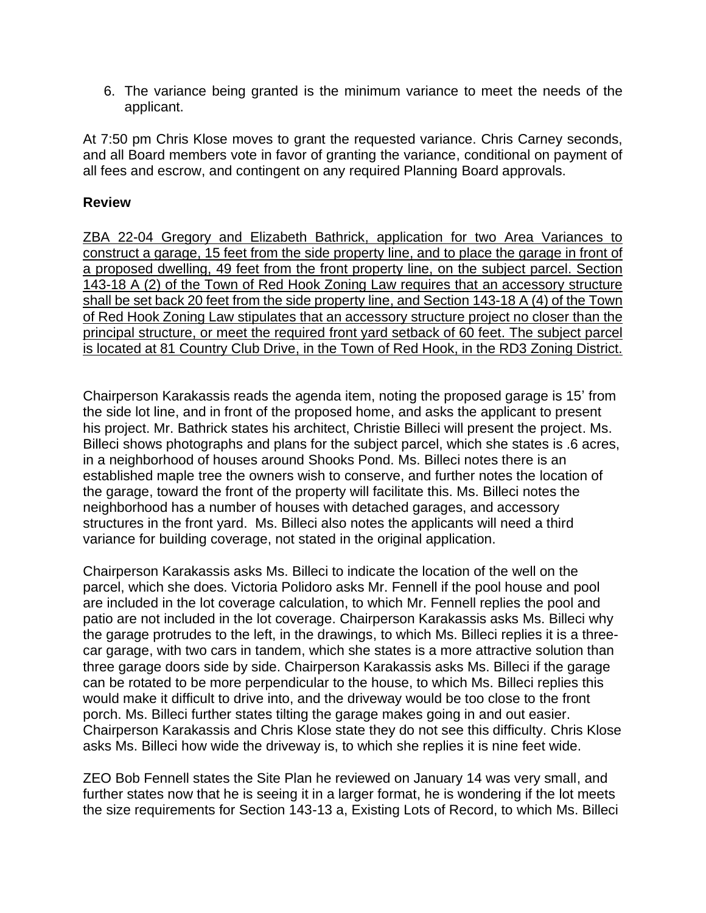6. The variance being granted is the minimum variance to meet the needs of the applicant.

At 7:50 pm Chris Klose moves to grant the requested variance. Chris Carney seconds, and all Board members vote in favor of granting the variance, conditional on payment of all fees and escrow, and contingent on any required Planning Board approvals.

**Review**

ZBA 22-04 Gregory and Elizabeth Bathrick, application for two Area Variances to construct a garage, 15 feet from the side property line, and to place the garage in front of a proposed dwelling, 49 feet from the front property line, on the subject parcel. Section 143-18 A (2) of the Town of Red Hook Zoning Law requires that an accessory structure shall be set back 20 feet from the side property line, and Section 143-18 A (4) of the Town of Red Hook Zoning Law stipulates that an accessory structure project no closer than the principal structure, or meet the required front yard setback of 60 feet. The subject parcel is located at 81 Country Club Drive, in the Town of Red Hook, in the RD3 Zoning District.

Chairperson Karakassis reads the agenda item, noting the proposed garage is 15' from the side lot line, and in front of the proposed home, and asks the applicant to present his project. Mr. Bathrick states his architect, Christie Billeci will present the project. Ms. Billeci shows photographs and plans for the subject parcel, which she states is .6 acres, in a neighborhood of houses around Shooks Pond. Ms. Billeci notes there is an established maple tree the owners wish to conserve, and further notes the location of the garage, toward the front of the property will facilitate this. Ms. Billeci notes the neighborhood has a number of houses with detached garages, and accessory structures in the front yard. Ms. Billeci also notes the applicants will need a third variance for building coverage, not stated in the original application.

Chairperson Karakassis asks Ms. Billeci to indicate the location of the well on the parcel, which she does. Victoria Polidoro asks Mr. Fennell if the pool house and pool are included in the lot coverage calculation, to which Mr. Fennell replies the pool and patio are not included in the lot coverage. Chairperson Karakassis asks Ms. Billeci why the garage protrudes to the left, in the drawings, to which Ms. Billeci replies it is a three-car garage, with two cars in tandem, which she states is a more attractive solution than three garage doors side by side. Chairperson Karakassis asks Ms. Billeci if the garage can be rotated to be more perpendicular to the house, to which Ms. Billeci replies this would make it difficult to drive into, and the driveway would be too close to the front porch. Ms. Billeci further states tilting the garage makes going in and out easier. Chairperson Karakassis and Chris Klose state they do not see this difficulty. Chris Klose asks Ms. Billeci how wide the driveway is, to which she replies it is nine feet wide.

ZEO Bob Fennell states the Site Plan he reviewed on January 14 was very small, and further states now that he is seeing it in a larger format, he is wondering if the lot meets the size requirements for Section 143-13 a, Existing Lots of Record, to which Ms. Billeci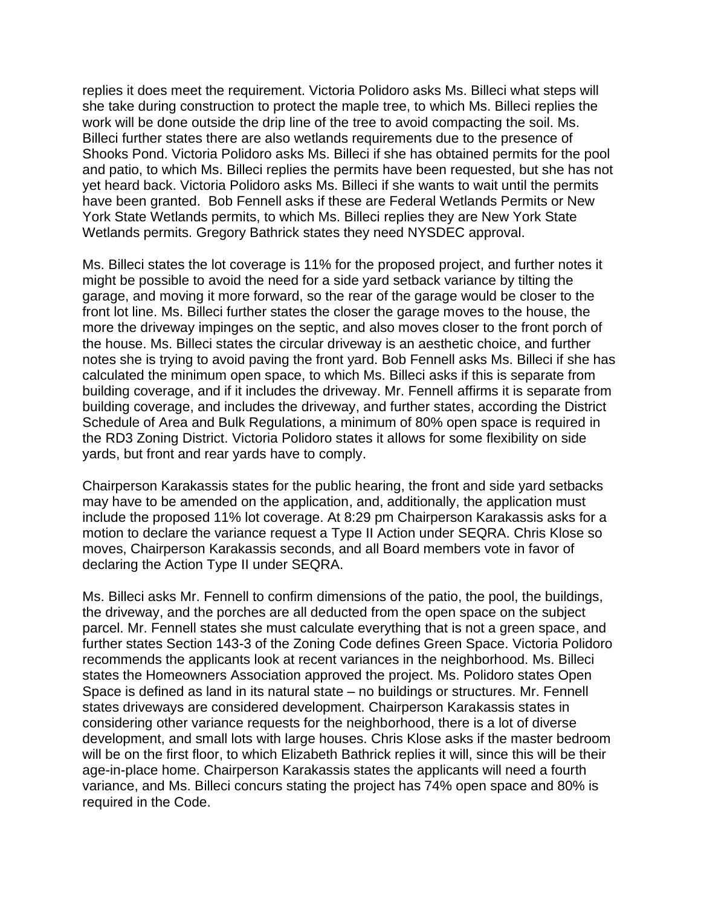replies it does meet the requirement. Victoria Polidoro asks Ms. Billeci what steps will she take during construction to protect the maple tree, to which Ms. Billeci replies the work will be done outside the drip line of the tree to avoid compacting the soil. Ms. Billeci further states there are also wetlands requirements due to the presence of Shooks Pond. Victoria Polidoro asks Ms. Billeci if she has obtained permits for the pool and patio, to which Ms. Billeci replies the permits have been requested, but she has not yet heard back. Victoria Polidoro asks Ms. Billeci if she wants to wait until the permits have been granted. Bob Fennell asks if these are Federal Wetlands Permits or New York State Wetlands permits, to which Ms. Billeci replies they are New York State Wetlands permits. Gregory Bathrick states they need NYSDEC approval.

Ms. Billeci states the lot coverage is 11% for the proposed project, and further notes it might be possible to avoid the need for a side yard setback variance by tilting the garage, and moving it more forward, so the rear of the garage would be closer to the front lot line. Ms. Billeci further states the closer the garage moves to the house, the more the driveway impinges on the septic, and also moves closer to the front porch of the house. Ms. Billeci states the circular driveway is an aesthetic choice, and further notes she is trying to avoid paving the front yard. Bob Fennell asks Ms. Billeci if she has calculated the minimum open space, to which Ms. Billeci asks if this is separate from building coverage, and if it includes the driveway. Mr. Fennell affirms it is separate from building coverage, and includes the driveway, and further states, according the District Schedule of Area and Bulk Regulations, a minimum of 80% open space is required in the RD3 Zoning District. Victoria Polidoro states it allows for some flexibility on side yards, but front and rear yards have to comply.

Chairperson Karakassis states for the public hearing, the front and side yard setbacks may have to be amended on the application, and, additionally, the application must include the proposed 11% lot coverage. At 8:29 pm Chairperson Karakassis asks for a motion to declare the variance request a Type II Action under SEQRA. Chris Klose so moves, Chairperson Karakassis seconds, and all Board members vote in favor of declaring the Action Type II under SEQRA.

Ms. Billeci asks Mr. Fennell to confirm dimensions of the patio, the pool, the buildings, the driveway, and the porches are all deducted from the open space on the subject parcel. Mr. Fennell states she must calculate everything that is not a green space, and further states Section 143-3 of the Zoning Code defines Green Space. Victoria Polidoro recommends the applicants look at recent variances in the neighborhood. Ms. Billeci states the Homeowners Association approved the project. Ms. Polidoro states Open Space is defined as land in its natural state – no buildings or structures. Mr. Fennell states driveways are considered development. Chairperson Karakassis states in considering other variance requests for the neighborhood, there is a lot of diverse development, and small lots with large houses. Chris Klose asks if the master bedroom will be on the first floor, to which Elizabeth Bathrick replies it will, since this will be their age-in-place home. Chairperson Karakassis states the applicants will need a fourth variance, and Ms. Billeci concurs stating the project has 74% open space and 80% is required in the Code.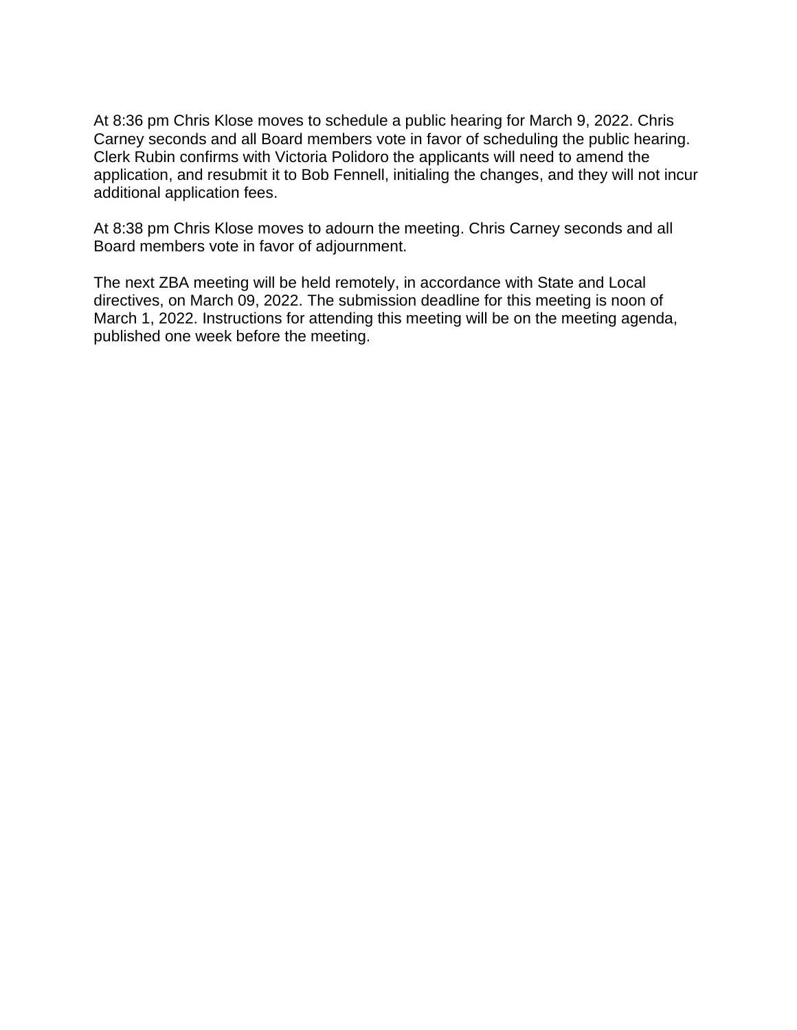At 8:36 pm Chris Klose moves to schedule a public hearing for March 9, 2022. Chris Carney seconds and all Board members vote in favor of scheduling the public hearing. Clerk Rubin confirms with Victoria Polidoro the applicants will need to amend the application, and resubmit it to Bob Fennell, initialing the changes, and they will not incur additional application fees.

At 8:38 pm Chris Klose moves to adourn the meeting. Chris Carney seconds and all Board members vote in favor of adjournment.

The next ZBA meeting will be held remotely, in accordance with State and Local directives, on March 09, 2022. The submission deadline for this meeting is noon of March 1, 2022. Instructions for attending this meeting will be on the meeting agenda, published one week before the meeting.